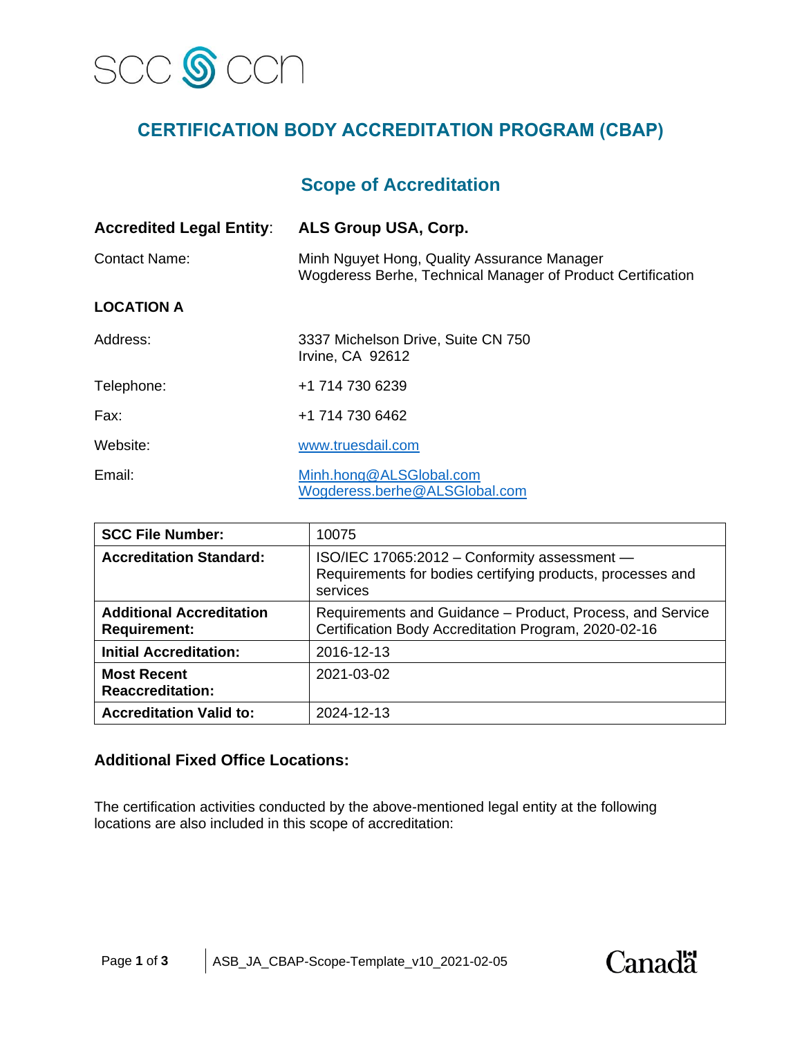SCC CCN

# CERTIFICATION BODY ACCREDITATION PROGRAM (CBAP)

## Scope of Accreditation

**Accredited Legal Entity**: **ALS Group USA, Corp.**

Contact Name: Minh Nguyet Hong, Quality Assurance Manager
Wogderess Berhe, Technical Manager of Product Certification

**LOCATION A**

Address: 3337 Michelson Drive, Suite CN 750
Irvine, CA 92612

Telephone: +1 714 730 6239

Fax: +1 714 730 6462

Website: www.truesdail.com

Email: Minh.hong@ALSGlobal.com
Wogderess.berhe@ALSGlobal.com

| **SCC File Number:** | 10075 |
|---|---|
| **Accreditation Standard:** | ISO/IEC 17065:2012 – Conformity assessment — Requirements for bodies certifying products, processes and services |
| **Additional Accreditation Requirement:** | Requirements and Guidance – Product, Process, and Service Certification Body Accreditation Program, 2020-02-16 |
| **Initial Accreditation:** | 2016-12-13 |
| **Most Recent Reaccreditation:** | 2021-03-02 |
| **Accreditation Valid to:** | 2024-12-13 |

### Additional Fixed Office Locations:

The certification activities conducted by the above-mentioned legal entity at the following locations are also included in this scope of accreditation: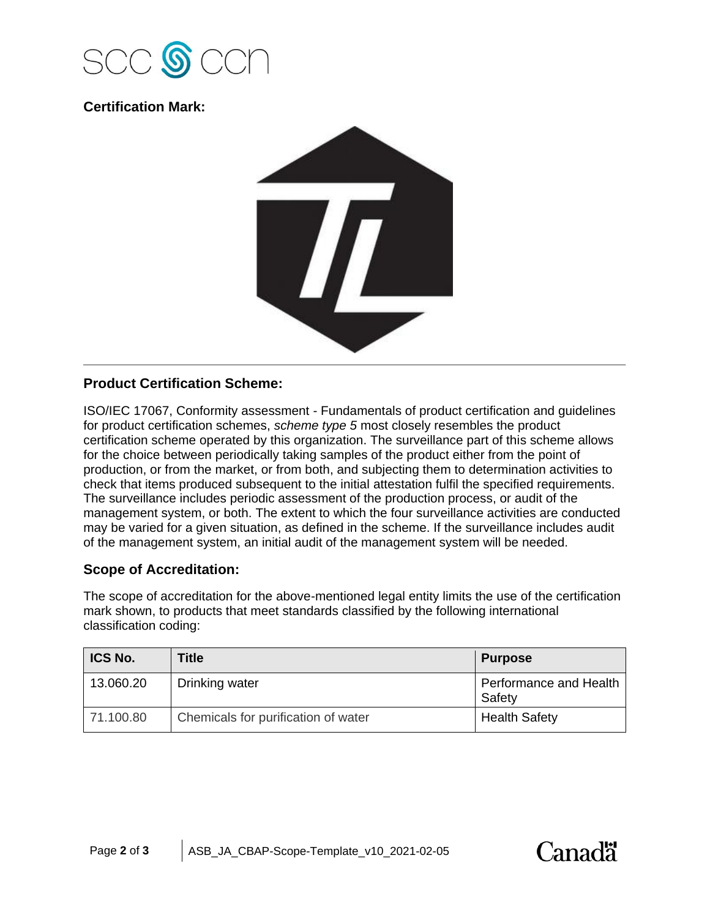**Certification Mark:**

## Product Certification Scheme:

ISO/IEC 17067, Conformity assessment - Fundamentals of product certification and guidelines for product certification schemes, *scheme type 5* most closely resembles the product certification scheme operated by this organization. The surveillance part of this scheme allows for the choice between periodically taking samples of the product either from the point of production, or from the market, or from both, and subjecting them to determination activities to check that items produced subsequent to the initial attestation fulfil the specified requirements. The surveillance includes periodic assessment of the production process, or audit of the management system, or both. The extent to which the four surveillance activities are conducted may be varied for a given situation, as defined in the scheme. If the surveillance includes audit of the management system, an initial audit of the management system will be needed.

## Scope of Accreditation:

The scope of accreditation for the above-mentioned legal entity limits the use of the certification mark shown, to products that meet standards classified by the following international classification coding:

| ICS No. | Title | Purpose |
| --- | --- | --- |
| 13.060.20 | Drinking water | Performance and Health Safety |
| 71.100.80 | Chemicals for purification of water | Health Safety |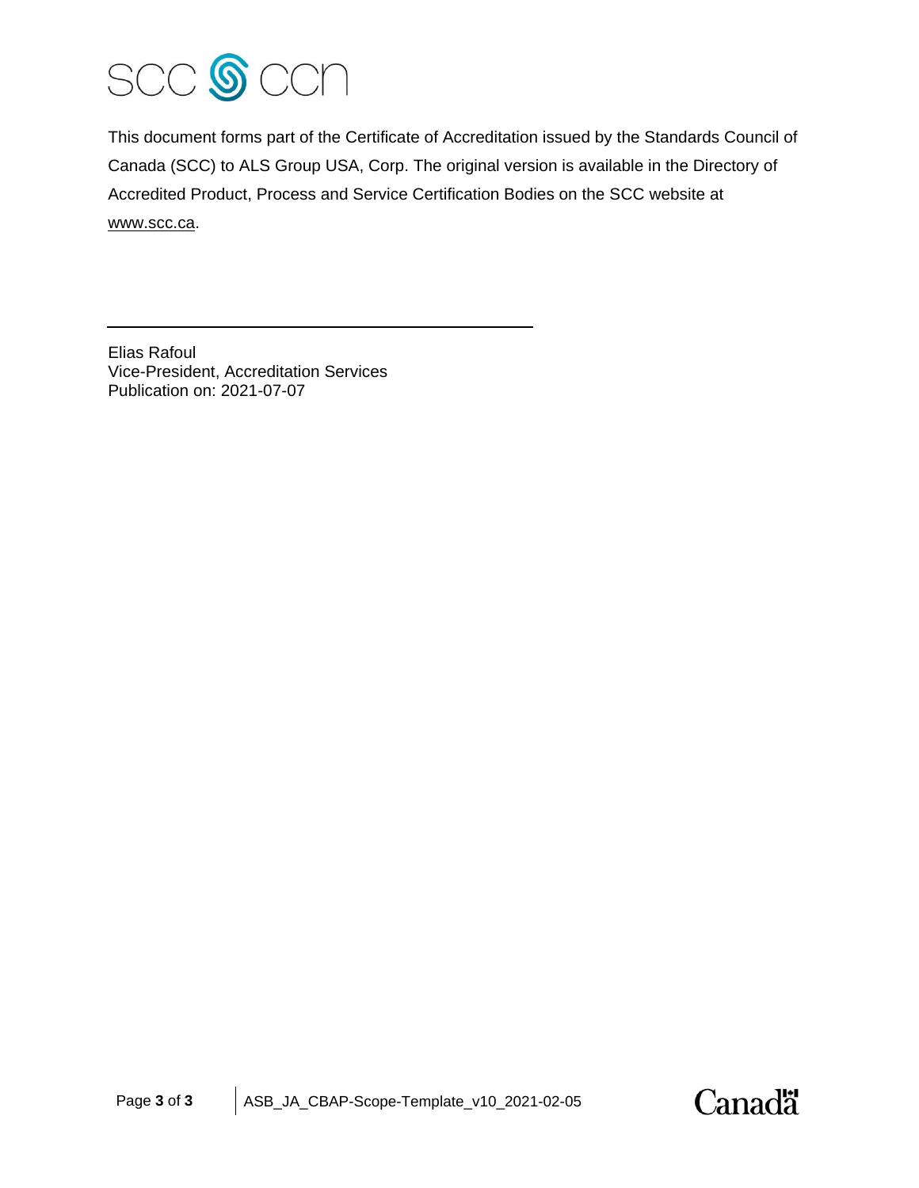This document forms part of the Certificate of Accreditation issued by the Standards Council of Canada (SCC) to ALS Group USA, Corp. The original version is available in the Directory of Accredited Product, Process and Service Certification Bodies on the SCC website at www.scc.ca.

---

Elias Rafoul  
Vice-President, Accreditation Services  
Publication on: 2021-07-07